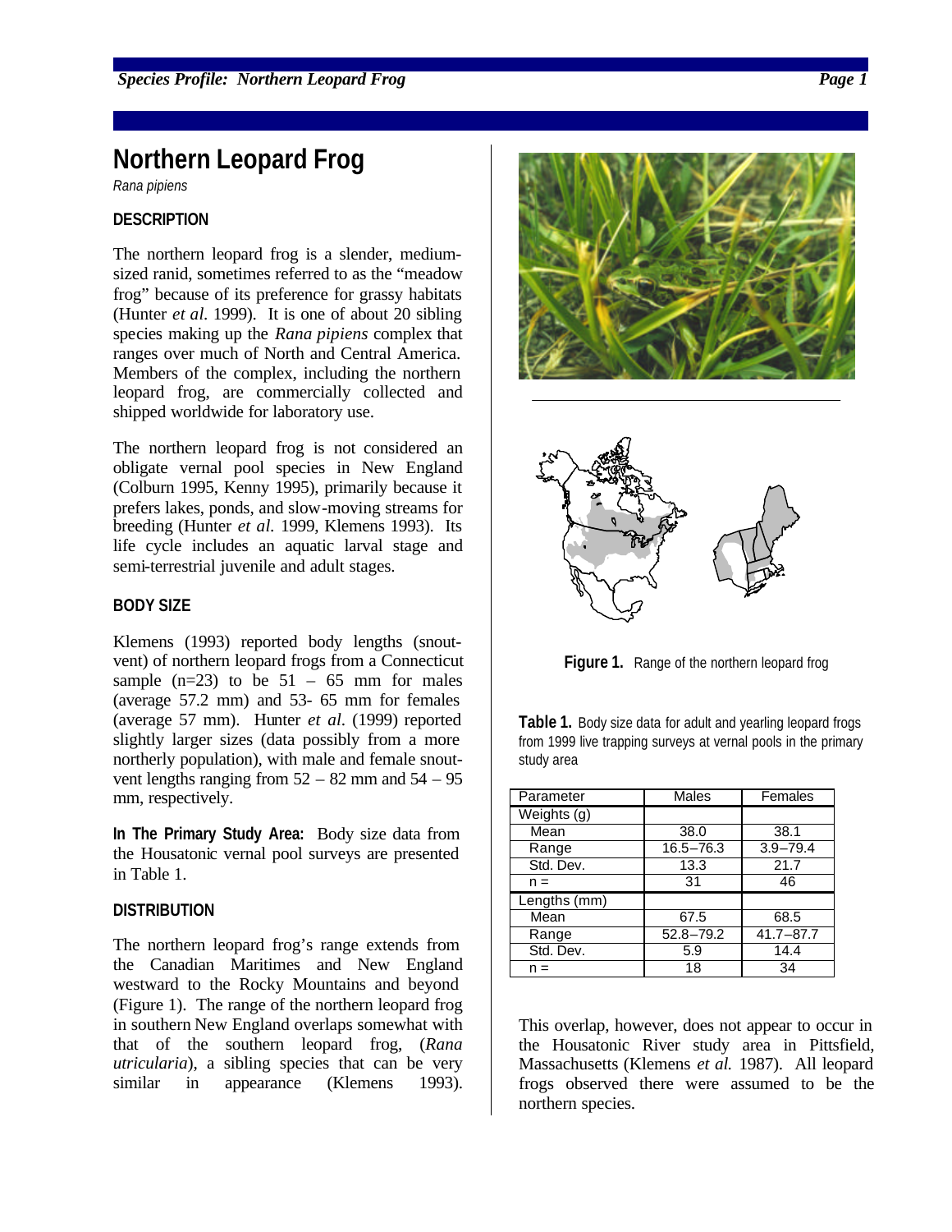# Northern Leopard Frog

*Rana pipiens*

## DESCRIPTION

The northern leopard frog is a slender, medium-sized ranid, sometimes referred to as the "meadow frog" because of its preference for grassy habitats (Hunter *et al*. 1999). It is one of about 20 sibling species making up the *Rana pipiens* complex that ranges over much of North and Central America. Members of the complex, including the northern leopard frog, are commercially collected and shipped worldwide for laboratory use.

The northern leopard frog is not considered an obligate vernal pool species in New England (Colburn 1995, Kenny 1995), primarily because it prefers lakes, ponds, and slow-moving streams for breeding (Hunter *et al*. 1999, Klemens 1993). Its life cycle includes an aquatic larval stage and semi-terrestrial juvenile and adult stages.

## BODY SIZE

Klemens (1993) reported body lengths (snout-vent) of northern leopard frogs from a Connecticut sample (n=23) to be 51 – 65 mm for males (average 57.2 mm) and 53- 65 mm for females (average 57 mm). Hunter *et al*. (1999) reported slightly larger sizes (data possibly from a more northerly population), with male and female snout-vent lengths ranging from 52 – 82 mm and 54 – 95 mm, respectively.

**In The Primary Study Area:** Body size data from the Housatonic vernal pool surveys are presented in Table 1.

## DISTRIBUTION

The northern leopard frog's range extends from the Canadian Maritimes and New England westward to the Rocky Mountains and beyond (Figure 1). The range of the northern leopard frog in southern New England overlaps somewhat with that of the southern leopard frog, (*Rana utricularia*), a sibling species that can be very similar in appearance (Klemens 1993). This overlap, however, does not appear to occur in the Housatonic River study area in Pittsfield, Massachusetts (Klemens *et al.* 1987). All leopard frogs observed there were assumed to be the northern species.

**Figure 1.** Range of the northern leopard frog

**Table 1.** Body size data for adult and yearling leopard frogs from 1999 live trapping surveys at vernal pools in the primary study area

| Parameter | Males | Females |
|---|---|---|
| Weights (g) | | |
| Mean | 38.0 | 38.1 |
| Range | 16.5–76.3 | 3.9–79.4 |
| Std. Dev. | 13.3 | 21.7 |
| n = | 31 | 46 |
| Lengths (mm) | | |
| Mean | 67.5 | 68.5 |
| Range | 52.8–79.2 | 41.7–87.7 |
| Std. Dev. | 5.9 | 14.4 |
| n = | 18 | 34 |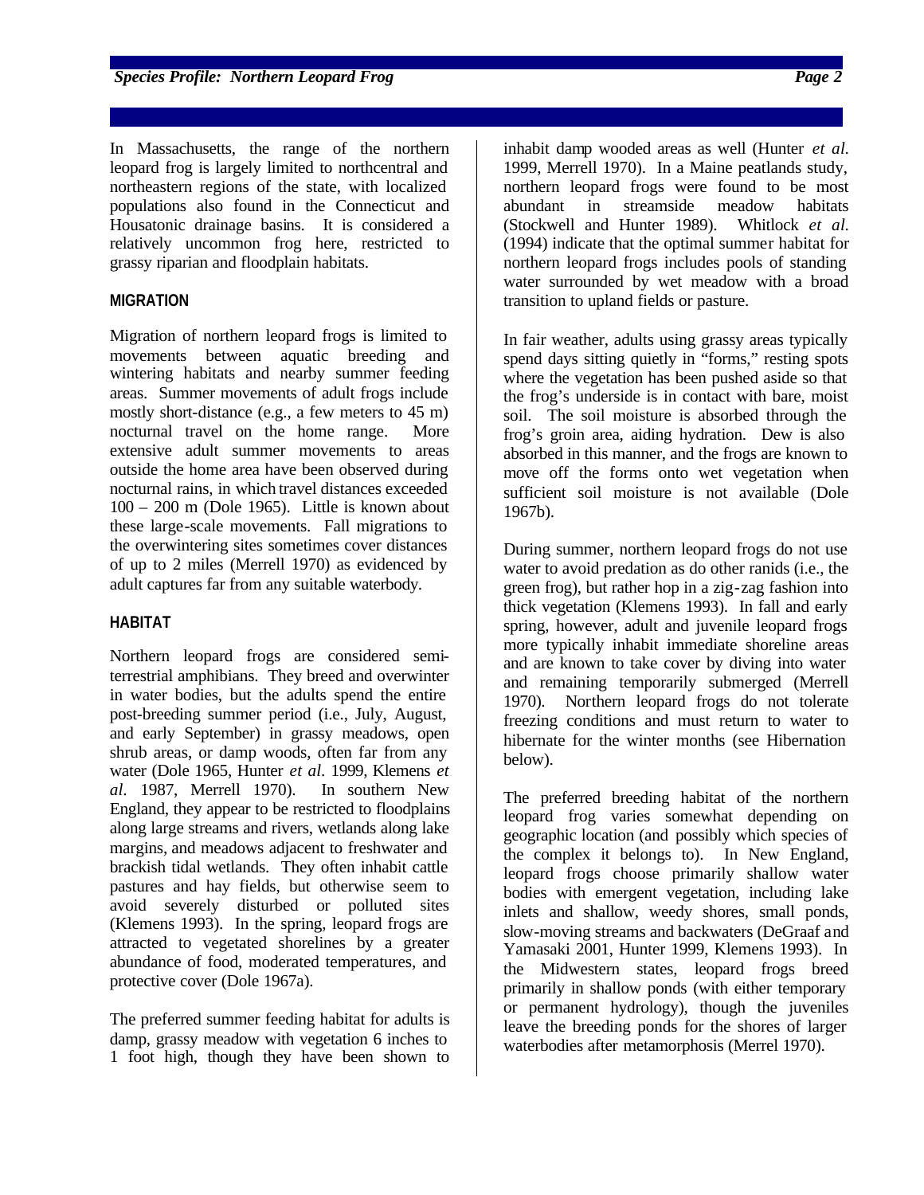In Massachusetts, the range of the northern leopard frog is largely limited to northcentral and northeastern regions of the state, with localized populations also found in the Connecticut and Housatonic drainage basins. It is considered a relatively uncommon frog here, restricted to grassy riparian and floodplain habitats.

## MIGRATION

Migration of northern leopard frogs is limited to movements between aquatic breeding and wintering habitats and nearby summer feeding areas. Summer movements of adult frogs include mostly short-distance (e.g., a few meters to 45 m) nocturnal travel on the home range. More extensive adult summer movements to areas outside the home area have been observed during nocturnal rains, in which travel distances exceeded 100 – 200 m (Dole 1965). Little is known about these large-scale movements. Fall migrations to the overwintering sites sometimes cover distances of up to 2 miles (Merrell 1970) as evidenced by adult captures far from any suitable waterbody.

## HABITAT

Northern leopard frogs are considered semi-terrestrial amphibians. They breed and overwinter in water bodies, but the adults spend the entire post-breeding summer period (i.e., July, August, and early September) in grassy meadows, open shrub areas, or damp woods, often far from any water (Dole 1965, Hunter *et al*. 1999, Klemens *et al*. 1987, Merrell 1970). In southern New England, they appear to be restricted to floodplains along large streams and rivers, wetlands along lake margins, and meadows adjacent to freshwater and brackish tidal wetlands. They often inhabit cattle pastures and hay fields, but otherwise seem to avoid severely disturbed or polluted sites (Klemens 1993). In the spring, leopard frogs are attracted to vegetated shorelines by a greater abundance of food, moderated temperatures, and protective cover (Dole 1967a).

The preferred summer feeding habitat for adults is damp, grassy meadow with vegetation 6 inches to 1 foot high, though they have been shown to inhabit damp wooded areas as well (Hunter *et al*. 1999, Merrell 1970). In a Maine peatlands study, northern leopard frogs were found to be most abundant in streamside meadow habitats (Stockwell and Hunter 1989). Whitlock *et al*. (1994) indicate that the optimal summer habitat for northern leopard frogs includes pools of standing water surrounded by wet meadow with a broad transition to upland fields or pasture.

In fair weather, adults using grassy areas typically spend days sitting quietly in "forms," resting spots where the vegetation has been pushed aside so that the frog's underside is in contact with bare, moist soil. The soil moisture is absorbed through the frog's groin area, aiding hydration. Dew is also absorbed in this manner, and the frogs are known to move off the forms onto wet vegetation when sufficient soil moisture is not available (Dole 1967b).

During summer, northern leopard frogs do not use water to avoid predation as do other ranids (i.e., the green frog), but rather hop in a zig-zag fashion into thick vegetation (Klemens 1993). In fall and early spring, however, adult and juvenile leopard frogs more typically inhabit immediate shoreline areas and are known to take cover by diving into water and remaining temporarily submerged (Merrell 1970). Northern leopard frogs do not tolerate freezing conditions and must return to water to hibernate for the winter months (see Hibernation below).

The preferred breeding habitat of the northern leopard frog varies somewhat depending on geographic location (and possibly which species of the complex it belongs to). In New England, leopard frogs choose primarily shallow water bodies with emergent vegetation, including lake inlets and shallow, weedy shores, small ponds, slow-moving streams and backwaters (DeGraaf and Yamasaki 2001, Hunter 1999, Klemens 1993). In the Midwestern states, leopard frogs breed primarily in shallow ponds (with either temporary or permanent hydrology), though the juveniles leave the breeding ponds for the shores of larger waterbodies after metamorphosis (Merrel 1970).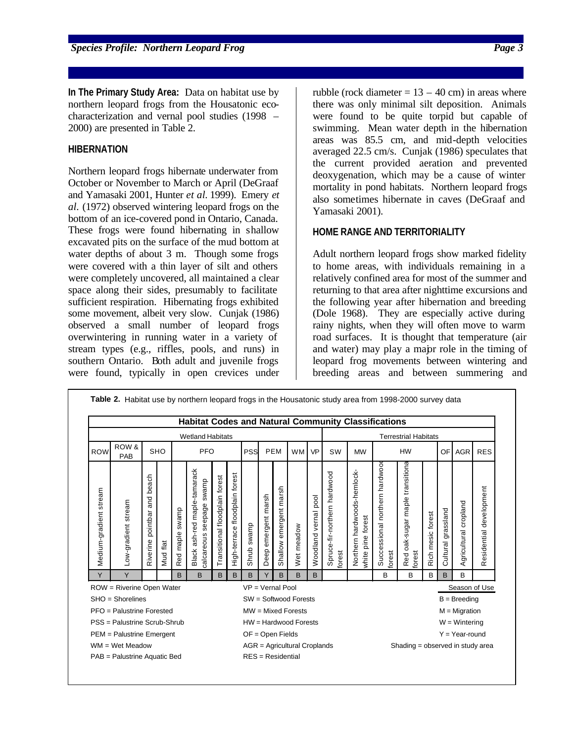**In The Primary Study Area:** Data on habitat use by northern leopard frogs from the Housatonic eco-characterization and vernal pool studies (1998 – 2000) are presented in Table 2.

## HIBERNATION

Northern leopard frogs hibernate underwater from October or November to March or April (DeGraaf and Yamasaki 2001, Hunter *et al.* 1999). Emery *et al.* (1972) observed wintering leopard frogs on the bottom of an ice-covered pond in Ontario, Canada. These frogs were found hibernating in shallow excavated pits on the surface of the mud bottom at water depths of about 3 m. Though some frogs were covered with a thin layer of silt and others were completely uncovered, all maintained a clear space along their sides, presumably to facilitate sufficient respiration. Hibernating frogs exhibited some movement, albeit very slow. Cunjak (1986) observed a small number of leopard frogs overwintering in running water in a variety of stream types (e.g., riffles, pools, and runs) in southern Ontario. Both adult and juvenile frogs were found, typically in open crevices under rubble (rock diameter = 13 – 40 cm) in areas where there was only minimal silt deposition. Animals were found to be quite torpid but capable of swimming. Mean water depth in the hibernation areas was 85.5 cm, and mid-depth velocities averaged 22.5 cm/s. Cunjak (1986) speculates that the current provided aeration and prevented deoxygenation, which may be a cause of winter mortality in pond habitats. Northern leopard frogs also sometimes hibernate in caves (DeGraaf and Yamasaki 2001).

## HOME RANGE AND TERRITORIALITY

Adult northern leopard frogs show marked fidelity to home areas, with individuals remaining in a relatively confined area for most of the summer and returning to that area after nighttime excursions and the following year after hibernation and breeding (Dole 1968). They are especially active during rainy nights, when they will often move to warm road surfaces. It is thought that temperature (air and water) may play a major role in the timing of leopard frog movements between wintering and breeding areas and between summering and

**Table 2.** Habitat use by northern leopard frogs in the Housatonic study area from 1998-2000 survey data

| Wetland Habitats | | | | | | | | | | | | | Terrestrial Habitats | | | | | | | |
|---|---|---|---|---|---|---|---|---|---|---|---|---|---|---|---|---|---|---|---|---|
| ROW | ROW & PAB | SHO | | PFO | | | | PSS | PEM | | WM | VP | SW | MW | HW | | | OF | AGR | RES |
| Medium-gradient stream | Low-gradient stream | Riverine pointbar and beach | Mud flat | Red maple swamp | Black ash-red maple-tamarack calcareous seepage swamp | Transitional floodplain forest | High-terrace floodplain forest | Shrub swamp | Deep emergent marsh | Shallow emergent marsh | Wet meadow | Woodland vernal pool | Spruce-fir-northern hardwood forest | Northern hardwoods-hemlock-white pine forest | Successional northern hardwood forest | Red oak-sugar maple transitional forest | Rich mesic forest | Cultural grassland | Agricultural cropland | Residential development |
| Y | Y | | | B | B | B | B | B | Y | B | B | B | | | B | B | B | B | B | |

ROW = Riverine Open Water
SHO = Shorelines
PFO = Palustrine Forested
PSS = Palustrine Scrub-Shrub
PEM = Palustrine Emergent
WM = Wet Meadow
PAB = Palustrine Aquatic Bed

VP = Vernal Pool
SW = Softwood Forests
MW = Mixed Forests
HW = Hardwood Forests
OF = Open Fields
AGR = Agricultural Croplands
RES = Residential

Season of Use
B = Breeding
M = Migration
W = Wintering
Y = Year-round
Shading = observed in study area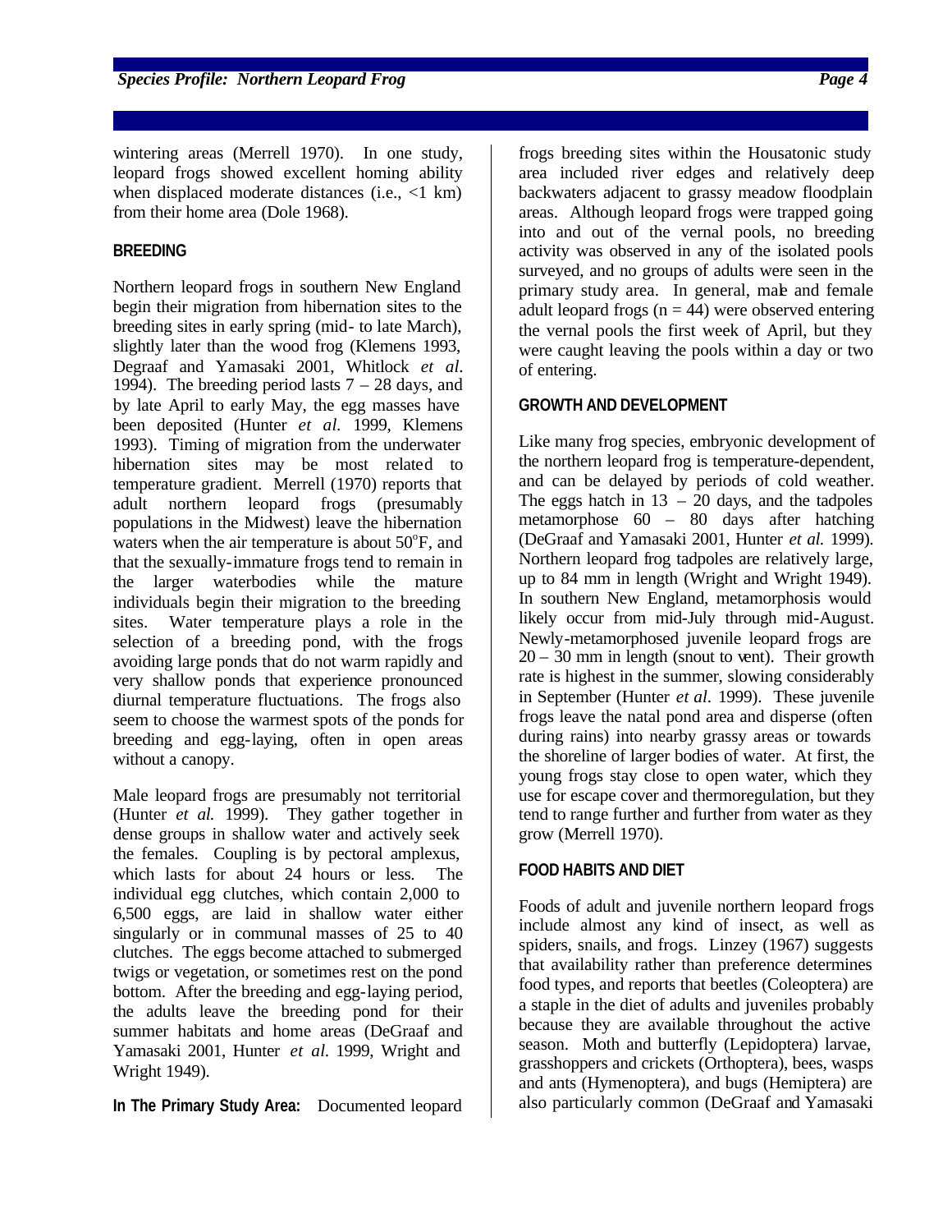wintering areas (Merrell 1970). In one study, leopard frogs showed excellent homing ability when displaced moderate distances (i.e., <1 km) from their home area (Dole 1968).

### BREEDING

Northern leopard frogs in southern New England begin their migration from hibernation sites to the breeding sites in early spring (mid- to late March), slightly later than the wood frog (Klemens 1993, Degraaf and Yamasaki 2001, Whitlock *et al*. 1994). The breeding period lasts 7 – 28 days, and by late April to early May, the egg masses have been deposited (Hunter *et al*. 1999, Klemens 1993). Timing of migration from the underwater hibernation sites may be most related to temperature gradient. Merrell (1970) reports that adult northern leopard frogs (presumably populations in the Midwest) leave the hibernation waters when the air temperature is about 50°F, and that the sexually-immature frogs tend to remain in the larger waterbodies while the mature individuals begin their migration to the breeding sites. Water temperature plays a role in the selection of a breeding pond, with the frogs avoiding large ponds that do not warm rapidly and very shallow ponds that experience pronounced diurnal temperature fluctuations. The frogs also seem to choose the warmest spots of the ponds for breeding and egg-laying, often in open areas without a canopy.

Male leopard frogs are presumably not territorial (Hunter *et al*. 1999). They gather together in dense groups in shallow water and actively seek the females. Coupling is by pectoral amplexus, which lasts for about 24 hours or less. The individual egg clutches, which contain 2,000 to 6,500 eggs, are laid in shallow water either singularly or in communal masses of 25 to 40 clutches. The eggs become attached to submerged twigs or vegetation, or sometimes rest on the pond bottom. After the breeding and egg-laying period, the adults leave the breeding pond for their summer habitats and home areas (DeGraaf and Yamasaki 2001, Hunter *et al*. 1999, Wright and Wright 1949).

**In The Primary Study Area:** Documented leopard frogs breeding sites within the Housatonic study area included river edges and relatively deep backwaters adjacent to grassy meadow floodplain areas. Although leopard frogs were trapped going into and out of the vernal pools, no breeding activity was observed in any of the isolated pools surveyed, and no groups of adults were seen in the primary study area. In general, male and female adult leopard frogs ($n = 44$) were observed entering the vernal pools the first week of April, but they were caught leaving the pools within a day or two of entering.

### GROWTH AND DEVELOPMENT

Like many frog species, embryonic development of the northern leopard frog is temperature-dependent, and can be delayed by periods of cold weather. The eggs hatch in 13 – 20 days, and the tadpoles metamorphose 60 – 80 days after hatching (DeGraaf and Yamasaki 2001, Hunter *et al.* 1999). Northern leopard frog tadpoles are relatively large, up to 84 mm in length (Wright and Wright 1949). In southern New England, metamorphosis would likely occur from mid-July through mid-August. Newly-metamorphosed juvenile leopard frogs are 20 – 30 mm in length (snout to vent). Their growth rate is highest in the summer, slowing considerably in September (Hunter *et al*. 1999). These juvenile frogs leave the natal pond area and disperse (often during rains) into nearby grassy areas or towards the shoreline of larger bodies of water. At first, the young frogs stay close to open water, which they use for escape cover and thermoregulation, but they tend to range further and further from water as they grow (Merrell 1970).

### FOOD HABITS AND DIET

Foods of adult and juvenile northern leopard frogs include almost any kind of insect, as well as spiders, snails, and frogs. Linzey (1967) suggests that availability rather than preference determines food types, and reports that beetles (Coleoptera) are a staple in the diet of adults and juveniles probably because they are available throughout the active season. Moth and butterfly (Lepidoptera) larvae, grasshoppers and crickets (Orthoptera), bees, wasps and ants (Hymenoptera), and bugs (Hemiptera) are also particularly common (DeGraaf and Yamasaki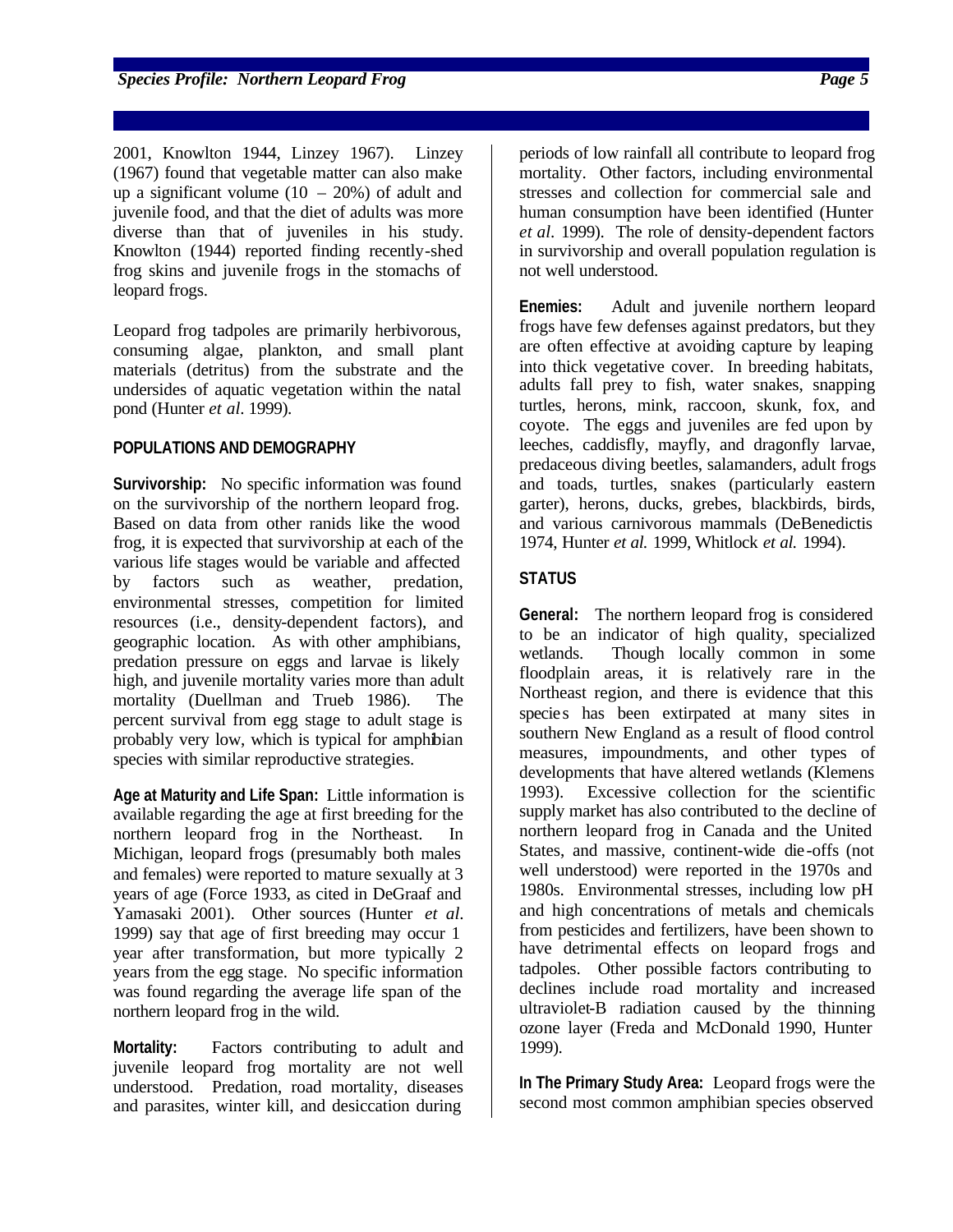2001, Knowlton 1944, Linzey 1967). Linzey (1967) found that vegetable matter can also make up a significant volume (10 – 20%) of adult and juvenile food, and that the diet of adults was more diverse than that of juveniles in his study. Knowlton (1944) reported finding recently-shed frog skins and juvenile frogs in the stomachs of leopard frogs.

Leopard frog tadpoles are primarily herbivorous, consuming algae, plankton, and small plant materials (detritus) from the substrate and the undersides of aquatic vegetation within the natal pond (Hunter *et al*. 1999).

## POPULATIONS AND DEMOGRAPHY

**Survivorship:** No specific information was found on the survivorship of the northern leopard frog. Based on data from other ranids like the wood frog, it is expected that survivorship at each of the various life stages would be variable and affected by factors such as weather, predation, environmental stresses, competition for limited resources (i.e., density-dependent factors), and geographic location. As with other amphibians, predation pressure on eggs and larvae is likely high, and juvenile mortality varies more than adult mortality (Duellman and Trueb 1986). The percent survival from egg stage to adult stage is probably very low, which is typical for amphibian species with similar reproductive strategies.

**Age at Maturity and Life Span:** Little information is available regarding the age at first breeding for the northern leopard frog in the Northeast. In Michigan, leopard frogs (presumably both males and females) were reported to mature sexually at 3 years of age (Force 1933, as cited in DeGraaf and Yamasaki 2001). Other sources (Hunter *et al*. 1999) say that age of first breeding may occur 1 year after transformation, but more typically 2 years from the egg stage. No specific information was found regarding the average life span of the northern leopard frog in the wild.

**Mortality:** Factors contributing to adult and juvenile leopard frog mortality are not well understood. Predation, road mortality, diseases and parasites, winter kill, and desiccation during periods of low rainfall all contribute to leopard frog mortality. Other factors, including environmental stresses and collection for commercial sale and human consumption have been identified (Hunter *et al*. 1999). The role of density-dependent factors in survivorship and overall population regulation is not well understood.

**Enemies:** Adult and juvenile northern leopard frogs have few defenses against predators, but they are often effective at avoiding capture by leaping into thick vegetative cover. In breeding habitats, adults fall prey to fish, water snakes, snapping turtles, herons, mink, raccoon, skunk, fox, and coyote. The eggs and juveniles are fed upon by leeches, caddisfly, mayfly, and dragonfly larvae, predaceous diving beetles, salamanders, adult frogs and toads, turtles, snakes (particularly eastern garter), herons, ducks, grebes, blackbirds, birds, and various carnivorous mammals (DeBenedictis 1974, Hunter *et al.* 1999, Whitlock *et al.* 1994).

## STATUS

**General:** The northern leopard frog is considered to be an indicator of high quality, specialized wetlands. Though locally common in some floodplain areas, it is relatively rare in the Northeast region, and there is evidence that this species has been extirpated at many sites in southern New England as a result of flood control measures, impoundments, and other types of developments that have altered wetlands (Klemens 1993). Excessive collection for the scientific supply market has also contributed to the decline of northern leopard frog in Canada and the United States, and massive, continent-wide die-offs (not well understood) were reported in the 1970s and 1980s. Environmental stresses, including low pH and high concentrations of metals and chemicals from pesticides and fertilizers, have been shown to have detrimental effects on leopard frogs and tadpoles. Other possible factors contributing to declines include road mortality and increased ultraviolet-B radiation caused by the thinning ozone layer (Freda and McDonald 1990, Hunter 1999).

**In The Primary Study Area:** Leopard frogs were the second most common amphibian species observed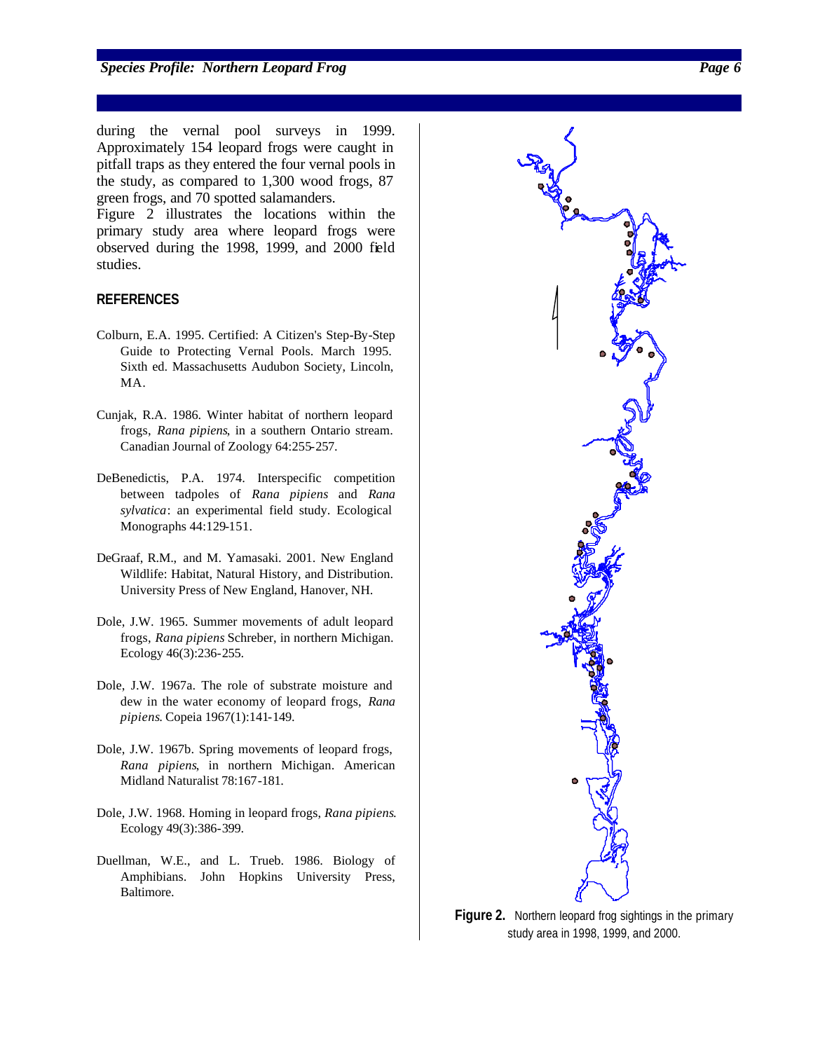during the vernal pool surveys in 1999. Approximately 154 leopard frogs were caught in pitfall traps as they entered the four vernal pools in the study, as compared to 1,300 wood frogs, 87 green frogs, and 70 spotted salamanders.

Figure 2 illustrates the locations within the primary study area where leopard frogs were observed during the 1998, 1999, and 2000 field studies.

## REFERENCES

Colburn, E.A. 1995. Certified: A Citizen's Step-By-Step Guide to Protecting Vernal Pools. March 1995. Sixth ed. Massachusetts Audubon Society, Lincoln, MA.

Cunjak, R.A. 1986. Winter habitat of northern leopard frogs, *Rana pipiens*, in a southern Ontario stream. Canadian Journal of Zoology 64:255-257.

DeBenedictis, P.A. 1974. Interspecific competition between tadpoles of *Rana pipiens* and *Rana sylvatica*: an experimental field study. Ecological Monographs 44:129-151.

DeGraaf, R.M., and M. Yamasaki. 2001. New England Wildlife: Habitat, Natural History, and Distribution. University Press of New England, Hanover, NH.

Dole, J.W. 1965. Summer movements of adult leopard frogs, *Rana pipiens* Schreber, in northern Michigan. Ecology 46(3):236-255.

Dole, J.W. 1967a. The role of substrate moisture and dew in the water economy of leopard frogs, *Rana pipiens*. Copeia 1967(1):141-149.

Dole, J.W. 1967b. Spring movements of leopard frogs, *Rana pipiens*, in northern Michigan. American Midland Naturalist 78:167-181.

Dole, J.W. 1968. Homing in leopard frogs, *Rana pipiens*. Ecology 49(3):386-399.

Duellman, W.E., and L. Trueb. 1986. Biology of Amphibians. John Hopkins University Press, Baltimore.

**Figure 2.** Northern leopard frog sightings in the primary study area in 1998, 1999, and 2000.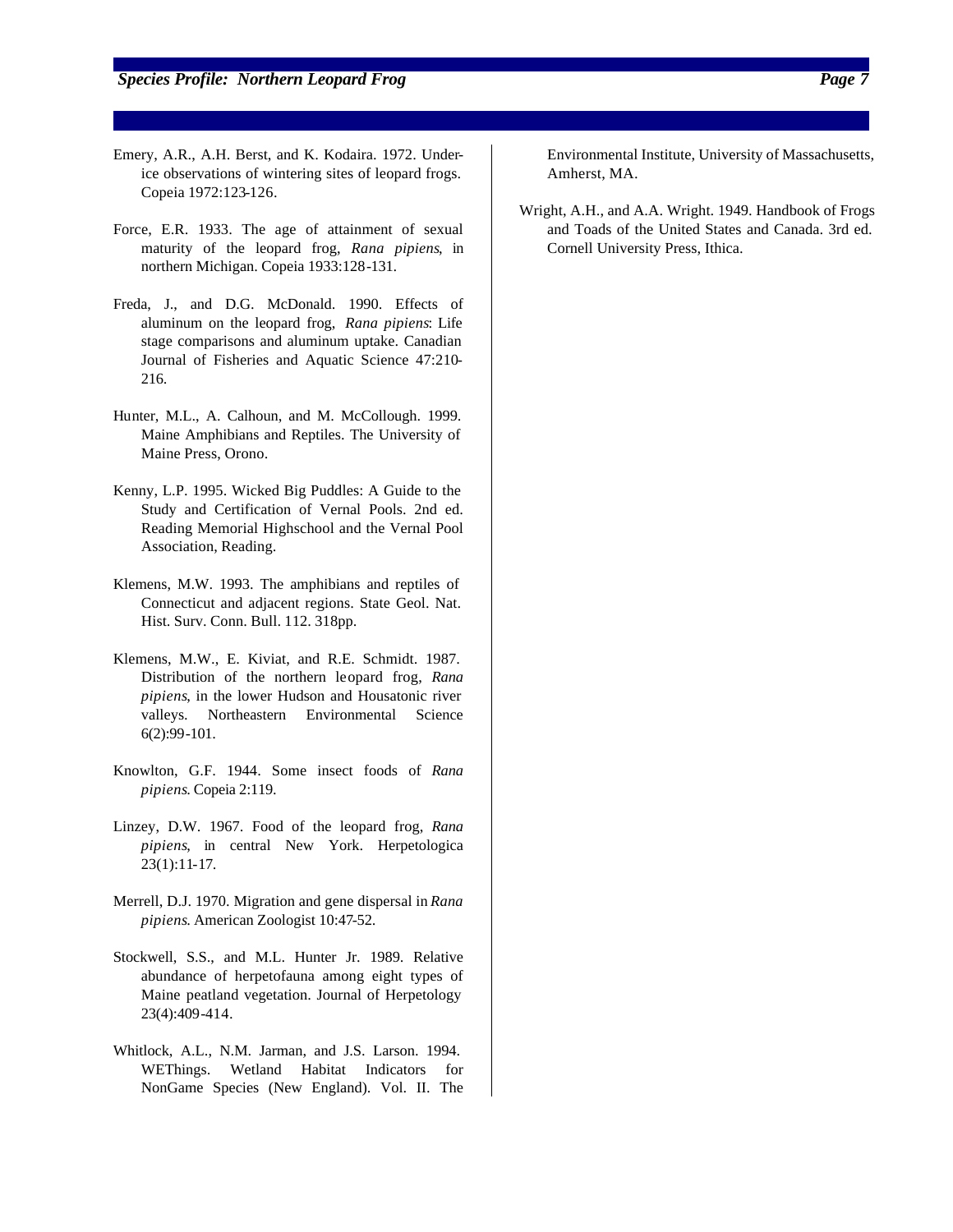Emery, A.R., A.H. Berst, and K. Kodaira. 1972. Under-ice observations of wintering sites of leopard frogs. Copeia 1972:123-126.

Force, E.R. 1933. The age of attainment of sexual maturity of the leopard frog, *Rana pipiens*, in northern Michigan. Copeia 1933:128-131.

Freda, J., and D.G. McDonald. 1990. Effects of aluminum on the leopard frog, *Rana pipiens*: Life stage comparisons and aluminum uptake. Canadian Journal of Fisheries and Aquatic Science 47:210-216.

Hunter, M.L., A. Calhoun, and M. McCollough. 1999. Maine Amphibians and Reptiles. The University of Maine Press, Orono.

Kenny, L.P. 1995. Wicked Big Puddles: A Guide to the Study and Certification of Vernal Pools. 2nd ed. Reading Memorial Highschool and the Vernal Pool Association, Reading.

Klemens, M.W. 1993. The amphibians and reptiles of Connecticut and adjacent regions. State Geol. Nat. Hist. Surv. Conn. Bull. 112. 318pp.

Klemens, M.W., E. Kiviat, and R.E. Schmidt. 1987. Distribution of the northern leopard frog, *Rana pipiens*, in the lower Hudson and Housatonic river valleys. Northeastern Environmental Science 6(2):99-101.

Knowlton, G.F. 1944. Some insect foods of *Rana pipiens*. Copeia 2:119.

Linzey, D.W. 1967. Food of the leopard frog, *Rana pipiens*, in central New York. Herpetologica 23(1):11-17.

Merrell, D.J. 1970. Migration and gene dispersal in *Rana pipiens*. American Zoologist 10:47-52.

Stockwell, S.S., and M.L. Hunter Jr. 1989. Relative abundance of herpetofauna among eight types of Maine peatland vegetation. Journal of Herpetology 23(4):409-414.

Whitlock, A.L., N.M. Jarman, and J.S. Larson. 1994. WEThings. Wetland Habitat Indicators for NonGame Species (New England). Vol. II. The Environmental Institute, University of Massachusetts, Amherst, MA.

Wright, A.H., and A.A. Wright. 1949. Handbook of Frogs and Toads of the United States and Canada. 3rd ed. Cornell University Press, Ithica.